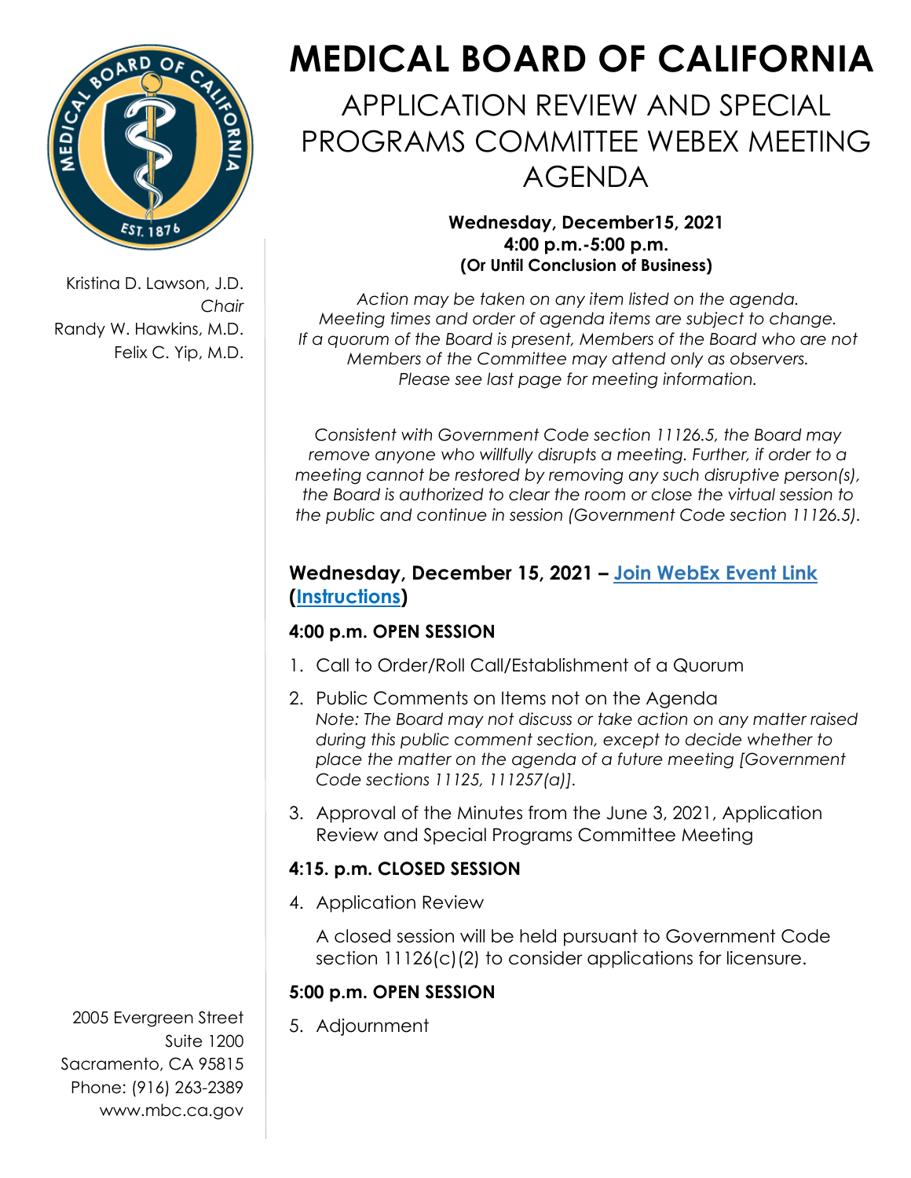# MEDICAL BOARD OF CALIFORNIA

## APPLICATION REVIEW AND SPECIAL PROGRAMS COMMITTEE WEBEX MEETING AGENDA

Kristina D. Lawson, J.D.
*Chair*
Randy W. Hawkins, M.D.
Felix C. Yip, M.D.

**Wednesday, December15, 2021**
**4:00 p.m.-5:00 p.m.**
**(Or Until Conclusion of Business)**

*Action may be taken on any item listed on the agenda.*
*Meeting times and order of agenda items are subject to change.*
*If a quorum of the Board is present, Members of the Board who are not Members of the Committee may attend only as observers.*
*Please see last page for meeting information.*

*Consistent with Government Code section 11126.5, the Board may remove anyone who willfully disrupts a meeting. Further, if order to a meeting cannot be restored by removing any such disruptive person(s), the Board is authorized to clear the room or close the virtual session to the public and continue in session (Government Code section 11126.5).*

### Wednesday, December 15, 2021 – Join WebEx Event Link (Instructions)

### 4:00 p.m. OPEN SESSION

1. Call to Order/Roll Call/Establishment of a Quorum
2. Public Comments on Items not on the Agenda
   *Note: The Board may not discuss or take action on any matter raised during this public comment section, except to decide whether to place the matter on the agenda of a future meeting [Government Code sections 11125, 111257(a)].*
3. Approval of the Minutes from the June 3, 2021, Application Review and Special Programs Committee Meeting

### 4:15. p.m. CLOSED SESSION

4. Application Review

   A closed session will be held pursuant to Government Code section 11126(c)(2) to consider applications for licensure.

### 5:00 p.m. OPEN SESSION

5. Adjournment

2005 Evergreen Street
Suite 1200
Sacramento, CA 95815
Phone: (916) 263-2389
www.mbc.ca.gov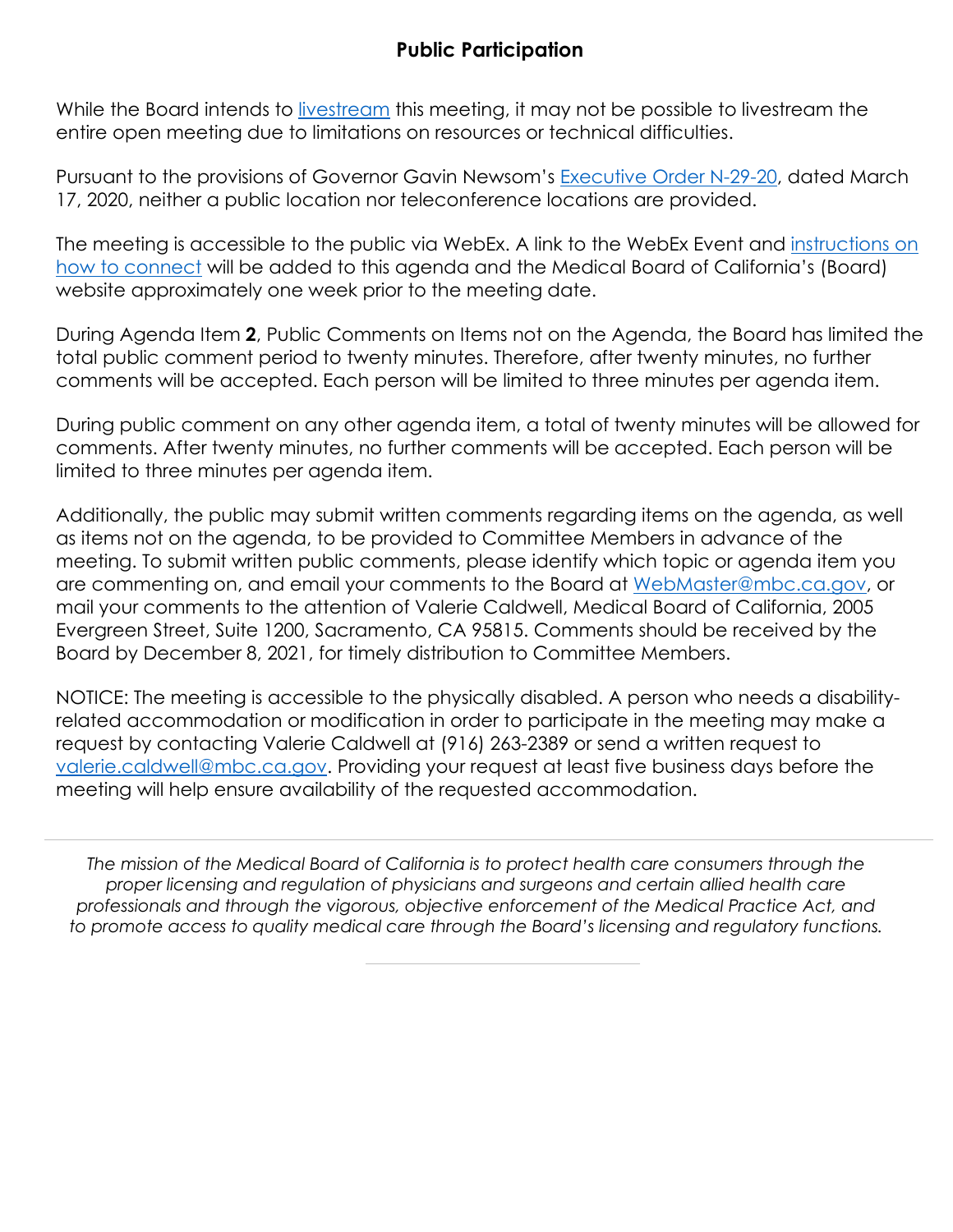## Public Participation

While the Board intends to livestream this meeting, it may not be possible to livestream the entire open meeting due to limitations on resources or technical difficulties.

Pursuant to the provisions of Governor Gavin Newsom's Executive Order N-29-20, dated March 17, 2020, neither a public location nor teleconference locations are provided.

The meeting is accessible to the public via WebEx. A link to the WebEx Event and instructions on how to connect will be added to this agenda and the Medical Board of California's (Board) website approximately one week prior to the meeting date.

During Agenda Item **2**, Public Comments on Items not on the Agenda, the Board has limited the total public comment period to twenty minutes. Therefore, after twenty minutes, no further comments will be accepted. Each person will be limited to three minutes per agenda item.

During public comment on any other agenda item, a total of twenty minutes will be allowed for comments. After twenty minutes, no further comments will be accepted. Each person will be limited to three minutes per agenda item.

Additionally, the public may submit written comments regarding items on the agenda, as well as items not on the agenda, to be provided to Committee Members in advance of the meeting. To submit written public comments, please identify which topic or agenda item you are commenting on, and email your comments to the Board at WebMaster@mbc.ca.gov, or mail your comments to the attention of Valerie Caldwell, Medical Board of California, 2005 Evergreen Street, Suite 1200, Sacramento, CA 95815. Comments should be received by the Board by December 8, 2021, for timely distribution to Committee Members.

NOTICE: The meeting is accessible to the physically disabled. A person who needs a disability-related accommodation or modification in order to participate in the meeting may make a request by contacting Valerie Caldwell at (916) 263-2389 or send a written request to valerie.caldwell@mbc.ca.gov. Providing your request at least five business days before the meeting will help ensure availability of the requested accommodation.

---

*The mission of the Medical Board of California is to protect health care consumers through the proper licensing and regulation of physicians and surgeons and certain allied health care professionals and through the vigorous, objective enforcement of the Medical Practice Act, and to promote access to quality medical care through the Board's licensing and regulatory functions.*